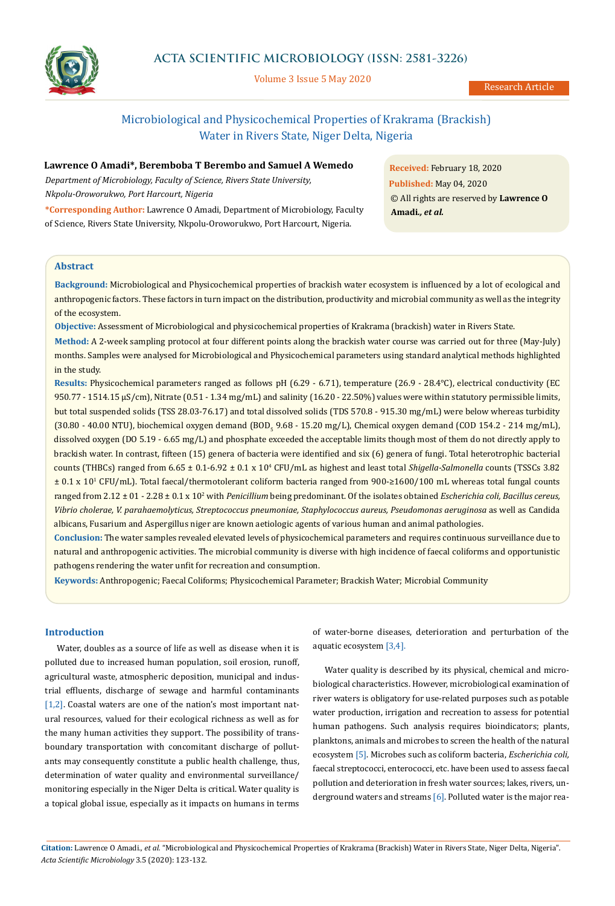# Microbiological and Physicochemical Properties of Krakrama (Brackish) Water in Rivers State, Niger Delta, Nigeria

**Lawrence O Amadi*, Beremboba T Berembo and Samuel A Wemedo**

*Department of Microbiology, Faculty of Science, Rivers State University, Nkpolu-Oroworukwo, Port Harcourt, Nigeria*

***Corresponding Author:** Lawrence O Amadi, Department of Microbiology, Faculty of Science, Rivers State University, Nkpolu-Oroworukwo, Port Harcourt, Nigeria.

**Received:** February 18, 2020
**Published:** May 04, 2020
© All rights are reserved by **Lawrence O Amadi., *et al.***

## Abstract

**Background:** Microbiological and Physicochemical properties of brackish water ecosystem is influenced by a lot of ecological and anthropogenic factors. These factors in turn impact on the distribution, productivity and microbial community as well as the integrity of the ecosystem.

**Objective:** Assessment of Microbiological and physicochemical properties of Krakrama (brackish) water in Rivers State.

**Method:** A 2-week sampling protocol at four different points along the brackish water course was carried out for three (May-July) months. Samples were analysed for Microbiological and Physicochemical parameters using standard analytical methods highlighted in the study.

**Results:** Physicochemical parameters ranged as follows pH (6.29 - 6.71), temperature (26.9 - 28.4°C), electrical conductivity (EC 950.77 - 1514.15 µS/cm), Nitrate (0.51 - 1.34 mg/mL) and salinity (16.20 - 22.50%) values were within statutory permissible limits, but total suspended solids (TSS 28.03-76.17) and total dissolved solids (TDS 570.8 - 915.30 mg/mL) were below whereas turbidity (30.80 - 40.00 NTU), biochemical oxygen demand ($BOD_5$ 9.68 - 15.20 mg/L), Chemical oxygen demand (COD 154.2 - 214 mg/mL), dissolved oxygen (DO 5.19 - 6.65 mg/L) and phosphate exceeded the acceptable limits though most of them do not directly apply to brackish water. In contrast, fifteen (15) genera of bacteria were identified and six (6) genera of fungi. Total heterotrophic bacterial counts (THBCs) ranged from 6.65 ± 0.1-6.92 ± 0.1 x $10^4$ CFU/mL as highest and least total *Shigella-Salmonella* counts (TSSCs 3.82 ± 0.1 x $10^1$ CFU/mL). Total faecal/thermotolerant coliform bacteria ranged from 900-≥1600/100 mL whereas total fungal counts ranged from 2.12 ± 01 - 2.28 ± 0.1 x $10^2$ with *Penicillium* being predominant. Of the isolates obtained *Escherichia coli, Bacillus cereus, Vibrio cholerae, V. parahaemolyticus, Streptococcus pneumoniae, Staphylococcus aureus, Pseudomonas aeruginosa* as well as Candida albicans, Fusarium and Aspergillus niger are known aetiologic agents of various human and animal pathologies.

**Conclusion:** The water samples revealed elevated levels of physicochemical parameters and requires continuous surveillance due to natural and anthropogenic activities. The microbial community is diverse with high incidence of faecal coliforms and opportunistic pathogens rendering the water unfit for recreation and consumption.

**Keywords:** Anthropogenic; Faecal Coliforms; Physicochemical Parameter; Brackish Water; Microbial Community

## Introduction

Water, doubles as a source of life as well as disease when it is polluted due to increased human population, soil erosion, runoff, agricultural waste, atmospheric deposition, municipal and industrial effluents, discharge of sewage and harmful contaminants [1,2]. Coastal waters are one of the nation's most important natural resources, valued for their ecological richness as well as for the many human activities they support. The possibility of transboundary transportation with concomitant discharge of pollutants may consequently constitute a public health challenge, thus, determination of water quality and environmental surveillance/monitoring especially in the Niger Delta is critical. Water quality is a topical global issue, especially as it impacts on humans in terms of water-borne diseases, deterioration and perturbation of the aquatic ecosystem [3,4].

Water quality is described by its physical, chemical and microbiological characteristics. However, microbiological examination of river waters is obligatory for use-related purposes such as potable water production, irrigation and recreation to assess for potential human pathogens. Such analysis requires bioindicators; plants, planktons, animals and microbes to screen the health of the natural ecosystem [5]. Microbes such as coliform bacteria, *Escherichia coli,* faecal streptococci, enterococci, etc. have been used to assess faecal pollution and deterioration in fresh water sources; lakes, rivers, underground waters and streams [6]. Polluted water is the major rea-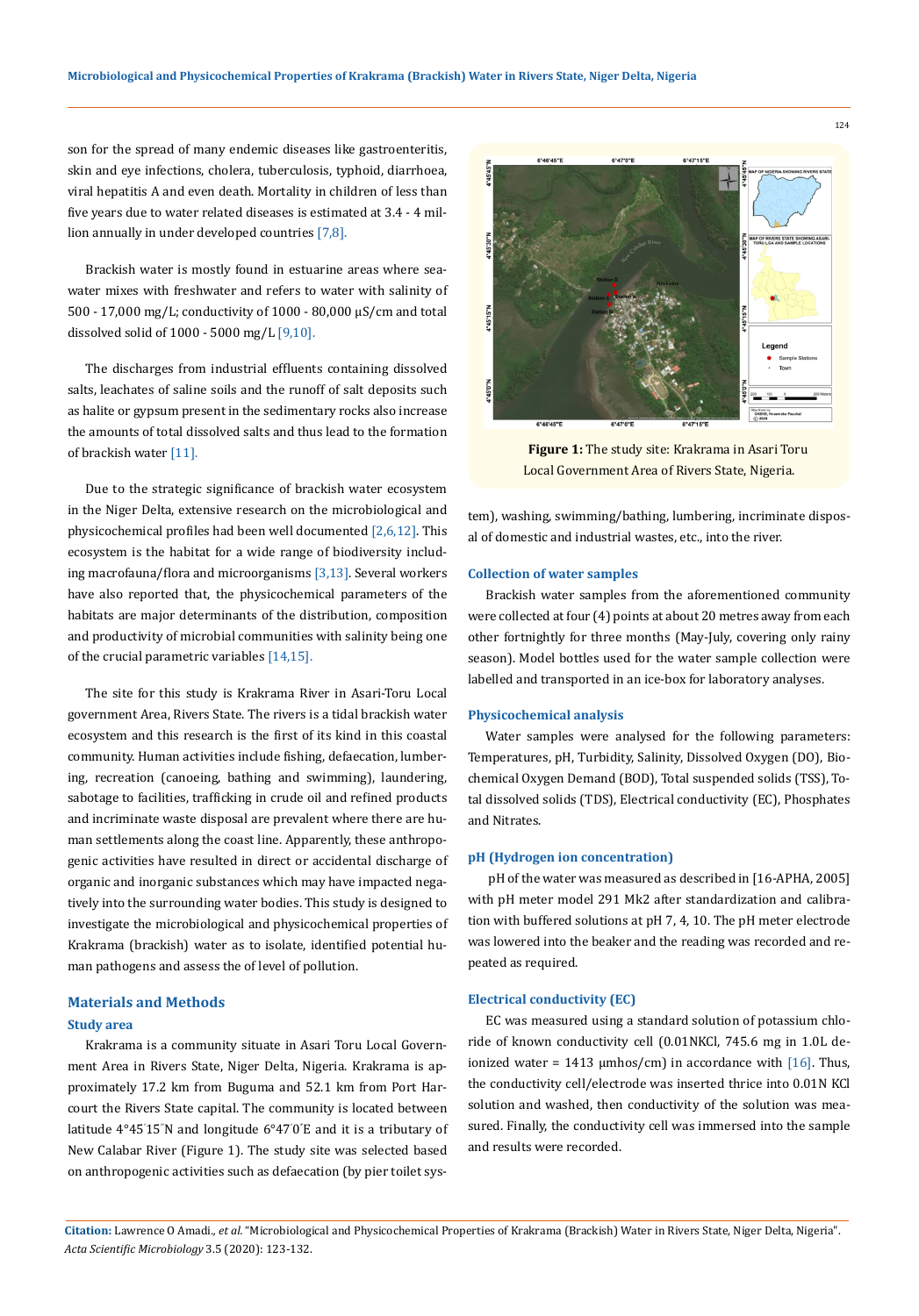son for the spread of many endemic diseases like gastroenteritis, skin and eye infections, cholera, tuberculosis, typhoid, diarrhoea, viral hepatitis A and even death. Mortality in children of less than five years due to water related diseases is estimated at 3.4 - 4 million annually in under developed countries [7,8].

Brackish water is mostly found in estuarine areas where seawater mixes with freshwater and refers to water with salinity of 500 - 17,000 mg/L; conductivity of 1000 - 80,000 µS/cm and total dissolved solid of 1000 - 5000 mg/L [9,10].

The discharges from industrial effluents containing dissolved salts, leachates of saline soils and the runoff of salt deposits such as halite or gypsum present in the sedimentary rocks also increase the amounts of total dissolved salts and thus lead to the formation of brackish water [11].

Due to the strategic significance of brackish water ecosystem in the Niger Delta, extensive research on the microbiological and physicochemical profiles had been well documented [2,6,12]. This ecosystem is the habitat for a wide range of biodiversity including macrofauna/flora and microorganisms [3,13]. Several workers have also reported that, the physicochemical parameters of the habitats are major determinants of the distribution, composition and productivity of microbial communities with salinity being one of the crucial parametric variables [14,15].

The site for this study is Krakrama River in Asari-Toru Local government Area, Rivers State. The rivers is a tidal brackish water ecosystem and this research is the first of its kind in this coastal community. Human activities include fishing, defaecation, lumbering, recreation (canoeing, bathing and swimming), laundering, sabotage to facilities, trafficking in crude oil and refined products and incriminate waste disposal are prevalent where there are human settlements along the coast line. Apparently, these anthropogenic activities have resulted in direct or accidental discharge of organic and inorganic substances which may have impacted negatively into the surrounding water bodies. This study is designed to investigate the microbiological and physicochemical properties of Krakrama (brackish) water as to isolate, identified potential human pathogens and assess the of level of pollution.

## Materials and Methods

### Study area

Krakrama is a community situate in Asari Toru Local Government Area in Rivers State, Niger Delta, Nigeria. Krakrama is approximately 17.2 km from Buguma and 52.1 km from Port Harcourt the Rivers State capital. The community is located between latitude 4°45′15″N and longitude 6°47′0″E and it is a tributary of New Calabar River (Figure 1). The study site was selected based on anthropogenic activities such as defaecation (by pier toilet system), washing, swimming/bathing, lumbering, incriminate disposal of domestic and industrial wastes, etc., into the river.

**Figure 1:** The study site: Krakrama in Asari Toru Local Government Area of Rivers State, Nigeria.

### Collection of water samples

Brackish water samples from the aforementioned community were collected at four (4) points at about 20 metres away from each other fortnightly for three months (May-July, covering only rainy season). Model bottles used for the water sample collection were labelled and transported in an ice-box for laboratory analyses.

### Physicochemical analysis

Water samples were analysed for the following parameters: Temperatures, pH, Turbidity, Salinity, Dissolved Oxygen (DO), Biochemical Oxygen Demand (BOD), Total suspended solids (TSS), Total dissolved solids (TDS), Electrical conductivity (EC), Phosphates and Nitrates.

### pH (Hydrogen ion concentration)

pH of the water was measured as described in [16-APHA, 2005] with pH meter model 291 Mk2 after standardization and calibration with buffered solutions at pH 7, 4, 10. The pH meter electrode was lowered into the beaker and the reading was recorded and repeated as required.

### Electrical conductivity (EC)

EC was measured using a standard solution of potassium chloride of known conductivity cell (0.01NKCl, 745.6 mg in 1.0L deionized water = 1413 µmhos/cm) in accordance with [16]. Thus, the conductivity cell/electrode was inserted thrice into 0.01N KCl solution and washed, then conductivity of the solution was measured. Finally, the conductivity cell was immersed into the sample and results were recorded.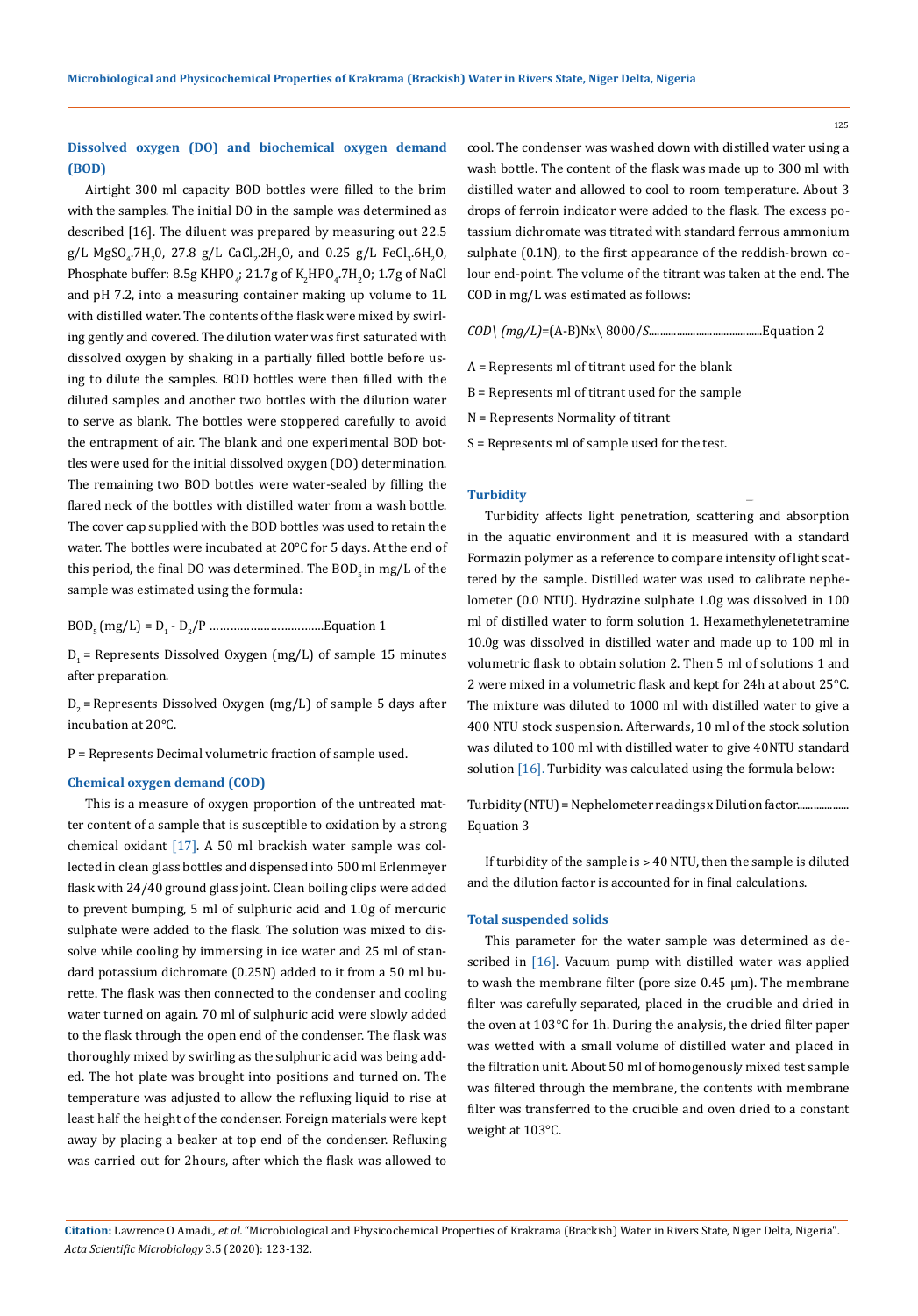### Dissolved oxygen (DO) and biochemical oxygen demand (BOD)

Airtight 300 ml capacity BOD bottles were filled to the brim with the samples. The initial DO in the sample was determined as described [16]. The diluent was prepared by measuring out 22.5 g/L $MgSO_4.7H_20$, 27.8 g/L $CaCl_2.2H_2O$, and 0.25 g/L $FeCl_3.6H_2O$, Phosphate buffer: 8.5g $KHPO_4$; 21.7g of $K_2HPO_4.7H_2O$; 1.7g of NaCl and pH 7.2, into a measuring container making up volume to 1L with distilled water. The contents of the flask were mixed by swirling gently and covered. The dilution water was first saturated with dissolved oxygen by shaking in a partially filled bottle before using to dilute the samples. BOD bottles were then filled with the diluted samples and another two bottles with the dilution water to serve as blank. The bottles were stoppered carefully to avoid the entrapment of air. The blank and one experimental BOD bottles were used for the initial dissolved oxygen (DO) determination. The remaining two BOD bottles were water-sealed by filling the flared neck of the bottles with distilled water from a wash bottle. The cover cap supplied with the BOD bottles was used to retain the water. The bottles were incubated at 20°C for 5 days. At the end of this period, the final DO was determined. The $BOD_5$ in mg/L of the sample was estimated using the formula:

$BOD_5$ (mg/L) = $D_1$ - $D_2$/P ……………………………Equation 1

$D_1$ = Represents Dissolved Oxygen (mg/L) of sample 15 minutes after preparation.

$D_2$ = Represents Dissolved Oxygen (mg/L) of sample 5 days after incubation at 20°C.

P = Represents Decimal volumetric fraction of sample used.

### Chemical oxygen demand (COD)

This is a measure of oxygen proportion of the untreated matter content of a sample that is susceptible to oxidation by a strong chemical oxidant [17]. A 50 ml brackish water sample was collected in clean glass bottles and dispensed into 500 ml Erlenmeyer flask with 24/40 ground glass joint. Clean boiling clips were added to prevent bumping, 5 ml of sulphuric acid and 1.0g of mercuric sulphate were added to the flask. The solution was mixed to dissolve while cooling by immersing in ice water and 25 ml of standard potassium dichromate (0.25N) added to it from a 50 ml burette. The flask was then connected to the condenser and cooling water turned on again. 70 ml of sulphuric acid were slowly added to the flask through the open end of the condenser. The flask was thoroughly mixed by swirling as the sulphuric acid was being added. The hot plate was brought into positions and turned on. The temperature was adjusted to allow the refluxing liquid to rise at least half the height of the condenser. Foreign materials were kept away by placing a beaker at top end of the condenser. Refluxing was carried out for 2hours, after which the flask was allowed to cool. The condenser was washed down with distilled water using a wash bottle. The content of the flask was made up to 300 ml with distilled water and allowed to cool to room temperature. About 3 drops of ferroin indicator were added to the flask. The excess potassium dichromate was titrated with standard ferrous ammonium sulphate (0.1N), to the first appearance of the reddish-brown colour end-point. The volume of the titrant was taken at the end. The COD in mg/L was estimated as follows:

*COD (mg/L)*=(A-B)Nx 8000/*S*..........................................Equation 2

A = Represents ml of titrant used for the blank

B = Represents ml of titrant used for the sample

N = Represents Normality of titrant

S = Represents ml of sample used for the test.

### Turbidity

Turbidity affects light penetration, scattering and absorption in the aquatic environment and it is measured with a standard Formazin polymer as a reference to compare intensity of light scattered by the sample. Distilled water was used to calibrate nephelometer (0.0 NTU). Hydrazine sulphate 1.0g was dissolved in 100 ml of distilled water to form solution 1. Hexamethylenetetramine 10.0g was dissolved in distilled water and made up to 100 ml in volumetric flask to obtain solution 2. Then 5 ml of solutions 1 and 2 were mixed in a volumetric flask and kept for 24h at about 25°C. The mixture was diluted to 1000 ml with distilled water to give a 400 NTU stock suspension. Afterwards, 10 ml of the stock solution was diluted to 100 ml with distilled water to give 40NTU standard solution [16]. Turbidity was calculated using the formula below:

Turbidity (NTU) = Nephelometer readings x Dilution factor................... Equation 3

If turbidity of the sample is > 40 NTU, then the sample is diluted and the dilution factor is accounted for in final calculations.

### Total suspended solids

This parameter for the water sample was determined as described in [16]. Vacuum pump with distilled water was applied to wash the membrane filter (pore size 0.45 µm). The membrane filter was carefully separated, placed in the crucible and dried in the oven at 103°C for 1h. During the analysis, the dried filter paper was wetted with a small volume of distilled water and placed in the filtration unit. About 50 ml of homogenously mixed test sample was filtered through the membrane, the contents with membrane filter was transferred to the crucible and oven dried to a constant weight at 103°C.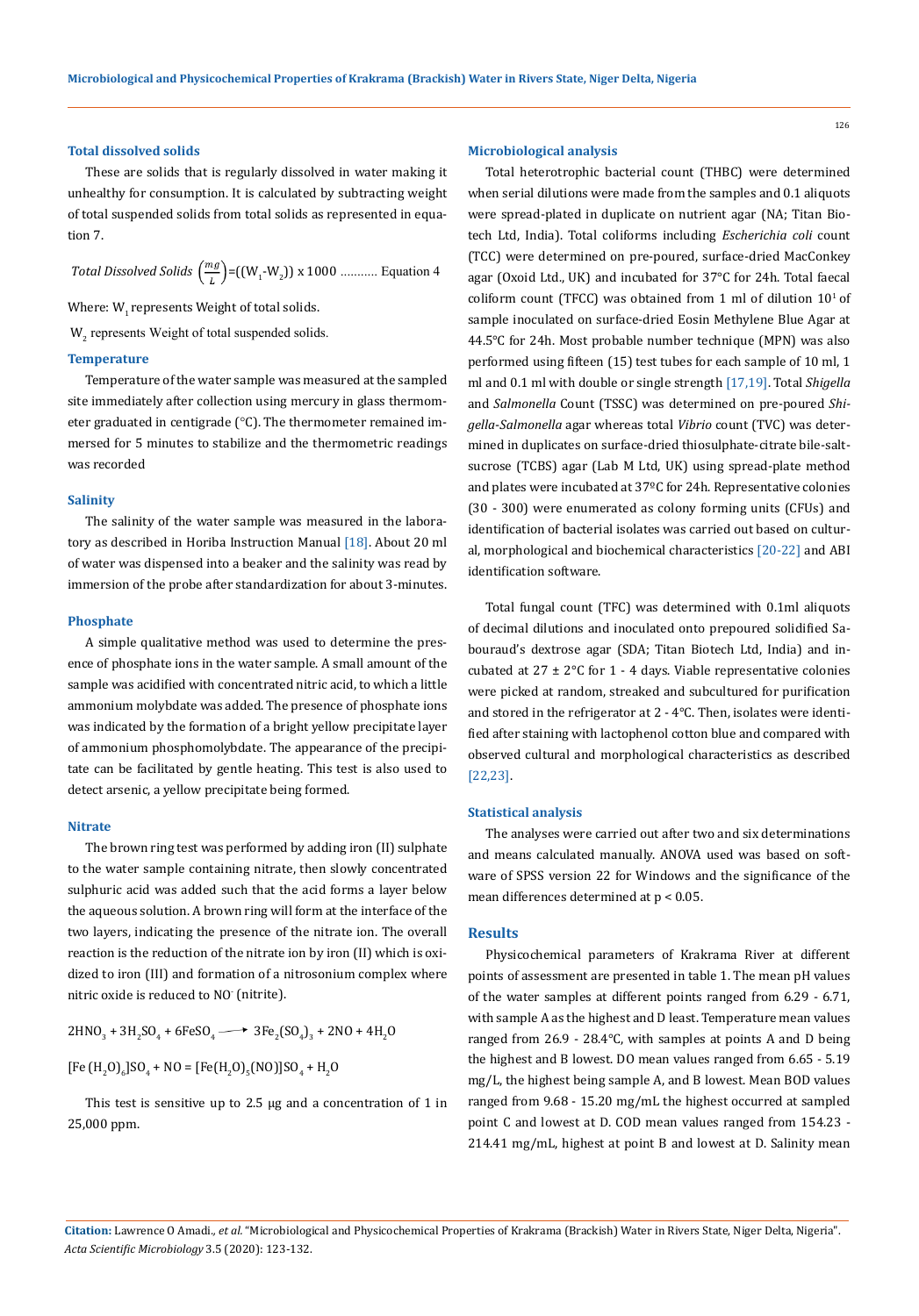### Total dissolved solids

These are solids that is regularly dissolved in water making it unhealthy for consumption. It is calculated by subtracting weight of total suspended solids from total solids as represented in equation 7.

$$Total\ Dissolved\ Solids\ \left(\frac{mg}{L}\right) = ((W_1 - W_2))\ x\ 1000 \ \ldots\ldots\ldots\ \text{Equation 4}$$

Where: $W_1$ represents Weight of total solids.

$W_2$ represents Weight of total suspended solids.

### Temperature

Temperature of the water sample was measured at the sampled site immediately after collection using mercury in glass thermometer graduated in centigrade (°C). The thermometer remained immersed for 5 minutes to stabilize and the thermometric readings was recorded

### Salinity

The salinity of the water sample was measured in the laboratory as described in Horiba Instruction Manual [18]. About 20 ml of water was dispensed into a beaker and the salinity was read by immersion of the probe after standardization for about 3-minutes.

### Phosphate

A simple qualitative method was used to determine the presence of phosphate ions in the water sample. A small amount of the sample was acidified with concentrated nitric acid, to which a little ammonium molybdate was added. The presence of phosphate ions was indicated by the formation of a bright yellow precipitate layer of ammonium phosphomolybdate. The appearance of the precipitate can be facilitated by gentle heating. This test is also used to detect arsenic, a yellow precipitate being formed.

### Nitrate

The brown ring test was performed by adding iron (II) sulphate to the water sample containing nitrate, then slowly concentrated sulphuric acid was added such that the acid forms a layer below the aqueous solution. A brown ring will form at the interface of the two layers, indicating the presence of the nitrate ion. The overall reaction is the reduction of the nitrate ion by iron (II) which is oxidized to iron (III) and formation of a nitrosonium complex where nitric oxide is reduced to $NO^-$ (nitrite).

$$2HNO_3 + 3H_2SO_4 + 6FeSO_4 \longrightarrow 3Fe_2(SO_4)_3 + 2NO + 4H_2O$$

$$[Fe\,(H_2O)_6]SO_4 + NO = [Fe(H_2O)_5(NO)]SO_4 + H_2O$$

This test is sensitive up to 2.5 µg and a concentration of 1 in 25,000 ppm.

### Microbiological analysis

Total heterotrophic bacterial count (THBC) were determined when serial dilutions were made from the samples and 0.1 aliquots were spread-plated in duplicate on nutrient agar (NA; Titan Biotech Ltd, India). Total coliforms including *Escherichia coli* count (TCC) were determined on pre-poured, surface-dried MacConkey agar (Oxoid Ltd., UK) and incubated for 37°C for 24h. Total faecal coliform count (TFCC) was obtained from 1 ml of dilution $10^1$ of sample inoculated on surface-dried Eosin Methylene Blue Agar at 44.5°C for 24h. Most probable number technique (MPN) was also performed using fifteen (15) test tubes for each sample of 10 ml, 1 ml and 0.1 ml with double or single strength [17,19]. Total *Shigella* and *Salmonella* Count (TSSC) was determined on pre-poured *Shigella-Salmonella* agar whereas total *Vibrio* count (TVC) was determined in duplicates on surface-dried thiosulphate-citrate bile-salt-sucrose (TCBS) agar (Lab M Ltd, UK) using spread-plate method and plates were incubated at 37ºC for 24h. Representative colonies (30 - 300) were enumerated as colony forming units (CFUs) and identification of bacterial isolates was carried out based on cultural, morphological and biochemical characteristics [20-22] and ABI identification software.

Total fungal count (TFC) was determined with 0.1ml aliquots of decimal dilutions and inoculated onto prepoured solidified Sabouraud's dextrose agar (SDA; Titan Biotech Ltd, India) and incubated at 27 ± 2°C for 1 - 4 days. Viable representative colonies were picked at random, streaked and subcultured for purification and stored in the refrigerator at 2 - 4°C. Then, isolates were identified after staining with lactophenol cotton blue and compared with observed cultural and morphological characteristics as described [22,23].

### Statistical analysis

The analyses were carried out after two and six determinations and means calculated manually. ANOVA used was based on software of SPSS version 22 for Windows and the significance of the mean differences determined at $p < 0.05$.

## Results

Physicochemical parameters of Krakrama River at different points of assessment are presented in table 1. The mean pH values of the water samples at different points ranged from 6.29 - 6.71, with sample A as the highest and D least. Temperature mean values ranged from 26.9 - 28.4°C, with samples at points A and D being the highest and B lowest. DO mean values ranged from 6.65 - 5.19 mg/L, the highest being sample A, and B lowest. Mean BOD values ranged from 9.68 - 15.20 mg/mL the highest occurred at sampled point C and lowest at D. COD mean values ranged from 154.23 - 214.41 mg/mL, highest at point B and lowest at D. Salinity mean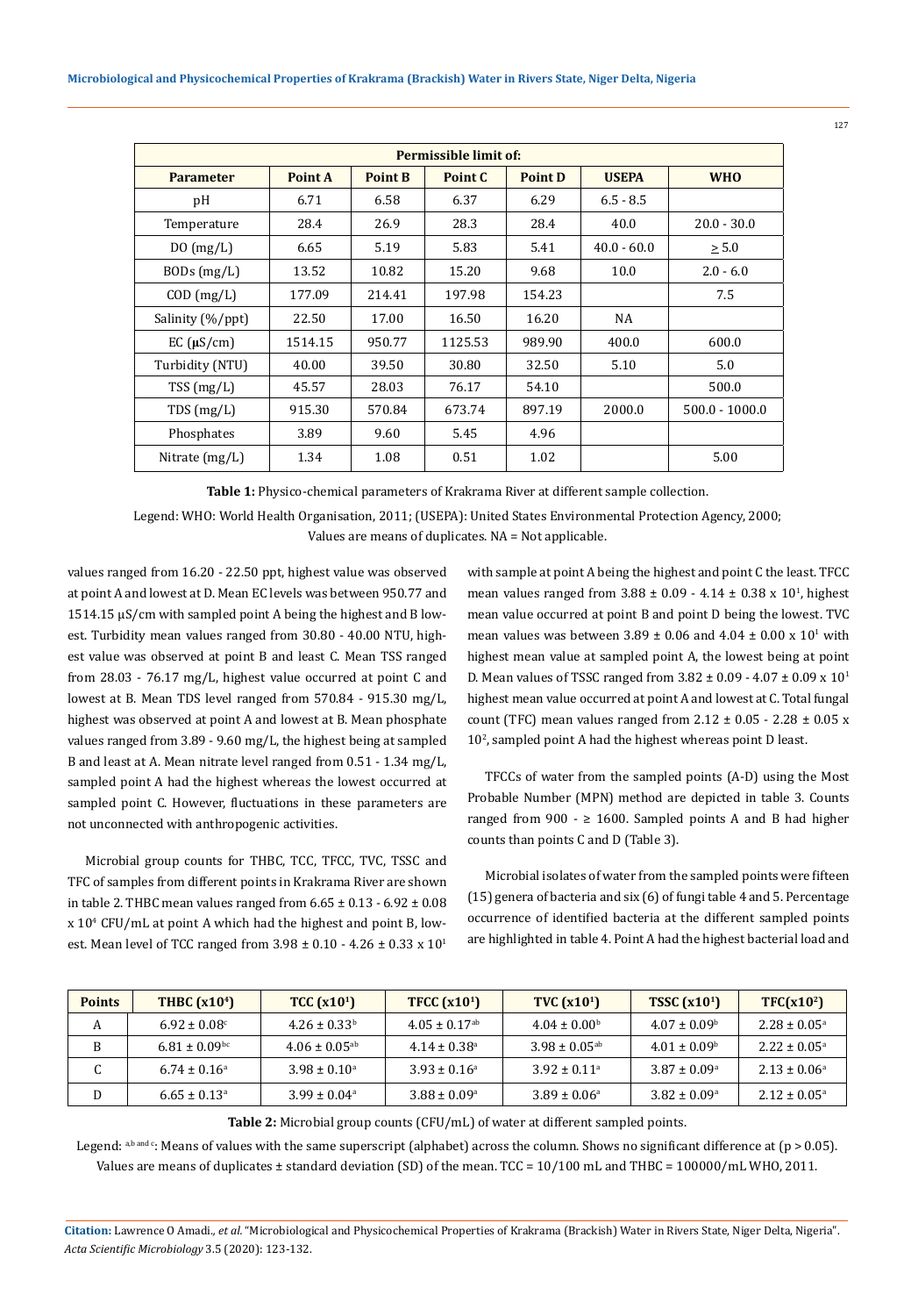| Parameter | Point A | Point B | Point C | Point D | Permissible limit of: USEPA | WHO |
|---|---|---|---|---|---|---|
| pH | 6.71 | 6.58 | 6.37 | 6.29 | 6.5 - 8.5 | |
| Temperature | 28.4 | 26.9 | 28.3 | 28.4 | 40.0 | 20.0 - 30.0 |
| DO (mg/L) | 6.65 | 5.19 | 5.83 | 5.41 | 40.0 - 60.0 | $\geq$ 5.0 |
| BODs (mg/L) | 13.52 | 10.82 | 15.20 | 9.68 | 10.0 | 2.0 - 6.0 |
| COD (mg/L) | 177.09 | 214.41 | 197.98 | 154.23 | | 7.5 |
| Salinity (%/ppt) | 22.50 | 17.00 | 16.50 | 16.20 | NA | |
| EC (μS/cm) | 1514.15 | 950.77 | 1125.53 | 989.90 | 400.0 | 600.0 |
| Turbidity (NTU) | 40.00 | 39.50 | 30.80 | 32.50 | 5.10 | 5.0 |
| TSS (mg/L) | 45.57 | 28.03 | 76.17 | 54.10 | | 500.0 |
| TDS (mg/L) | 915.30 | 570.84 | 673.74 | 897.19 | 2000.0 | 500.0 - 1000.0 |
| Phosphates | 3.89 | 9.60 | 5.45 | 4.96 | | |
| Nitrate (mg/L) | 1.34 | 1.08 | 0.51 | 1.02 | | 5.00 |

**Table 1:** Physico-chemical parameters of Krakrama River at different sample collection.

Legend: WHO: World Health Organisation, 2011; (USEPA): United States Environmental Protection Agency, 2000; Values are means of duplicates. NA = Not applicable.

values ranged from 16.20 - 22.50 ppt, highest value was observed at point A and lowest at D. Mean EC levels was between 950.77 and 1514.15 μS/cm with sampled point A being the highest and B lowest. Turbidity mean values ranged from 30.80 - 40.00 NTU, highest value was observed at point B and least C. Mean TSS ranged from 28.03 - 76.17 mg/L, highest value occurred at point C and lowest at B. Mean TDS level ranged from 570.84 - 915.30 mg/L, highest was observed at point A and lowest at B. Mean phosphate values ranged from 3.89 - 9.60 mg/L, the highest being at sampled B and least at A. Mean nitrate level ranged from 0.51 - 1.34 mg/L, sampled point A had the highest whereas the lowest occurred at sampled point C. However, fluctuations in these parameters are not unconnected with anthropogenic activities.

Microbial group counts for THBC, TCC, TFCC, TVC, TSSC and TFC of samples from different points in Krakrama River are shown in table 2. THBC mean values ranged from 6.65 ± 0.13 - 6.92 ± 0.08 x $10^4$ CFU/mL at point A which had the highest and point B, lowest. Mean level of TCC ranged from 3.98 ± 0.10 - 4.26 ± 0.33 x $10^1$ with sample at point A being the highest and point C the least. TFCC mean values ranged from 3.88 ± 0.09 - 4.14 ± 0.38 x $10^1$, highest mean value occurred at point B and point D being the lowest. TVC mean values was between 3.89 ± 0.06 and 4.04 ± 0.00 x $10^1$ with highest mean value at sampled point A, the lowest being at point D. Mean values of TSSC ranged from 3.82 ± 0.09 - 4.07 ± 0.09 x $10^1$ highest mean value occurred at point A and lowest at C. Total fungal count (TFC) mean values ranged from 2.12 ± 0.05 - 2.28 ± 0.05 x $10^2$, sampled point A had the highest whereas point D least.

TFCCs of water from the sampled points (A-D) using the Most Probable Number (MPN) method are depicted in table 3. Counts ranged from 900 - ≥ 1600. Sampled points A and B had higher counts than points C and D (Table 3).

Microbial isolates of water from the sampled points were fifteen (15) genera of bacteria and six (6) of fungi table 4 and 5. Percentage occurrence of identified bacteria at the different sampled points are highlighted in table 4. Point A had the highest bacterial load and

| Points | THBC ($x10^4$) | TCC ($x10^1$) | TFCC ($x10^1$) | TVC ($x10^1$) | TSSC ($x10^1$) | TFC($x10^2$) |
|---|---|---|---|---|---|---|
| A | $6.92 \pm 0.08^c$ | $4.26 \pm 0.33^b$ | $4.05 \pm 0.17^{ab}$ | $4.04 \pm 0.00^b$ | $4.07 \pm 0.09^b$ | $2.28 \pm 0.05^a$ |
| B | $6.81 \pm 0.09^{bc}$ | $4.06 \pm 0.05^{ab}$ | $4.14 \pm 0.38^a$ | $3.98 \pm 0.05^{ab}$ | $4.01 \pm 0.09^b$ | $2.22 \pm 0.05^a$ |
| C | $6.74 \pm 0.16^a$ | $3.98 \pm 0.10^a$ | $3.93 \pm 0.16^a$ | $3.92 \pm 0.11^a$ | $3.87 \pm 0.09^a$ | $2.13 \pm 0.06^a$ |
| D | $6.65 \pm 0.13^a$ | $3.99 \pm 0.04^a$ | $3.88 \pm 0.09^a$ | $3.89 \pm 0.06^a$ | $3.82 \pm 0.09^a$ | $2.12 \pm 0.05^a$ |

**Table 2:** Microbial group counts (CFU/mL) of water at different sampled points.

Legend: a,b and c: Means of values with the same superscript (alphabet) across the column. Shows no significant difference at ($p > 0.05$). Values are means of duplicates ± standard deviation (SD) of the mean. TCC = 10/100 mL and THBC = 100000/mL WHO, 2011.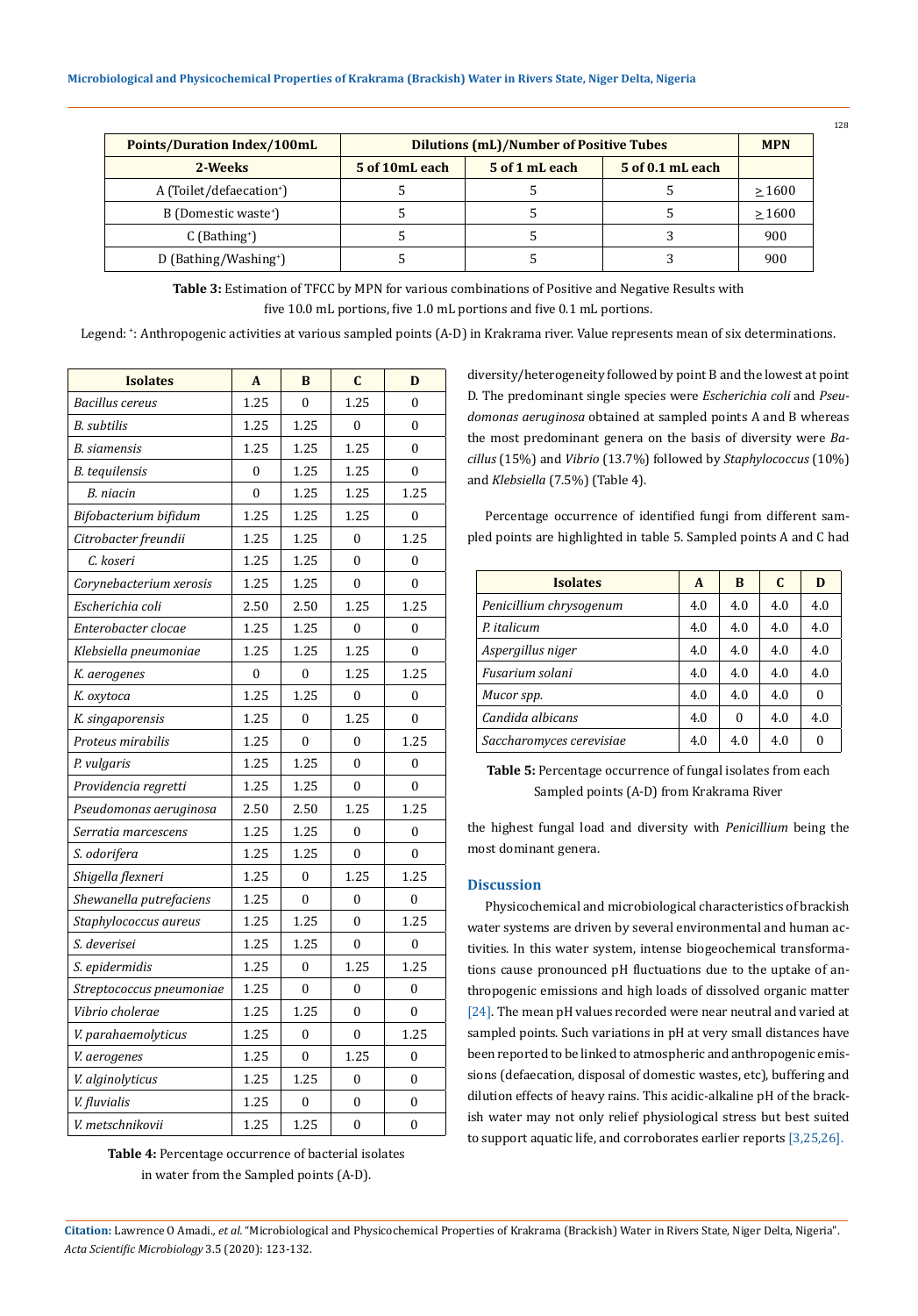| Points/Duration Index/100mL | Dilutions (mL)/Number of Positive Tubes | | | MPN |
|---|---|---|---|---|
| 2-Weeks | 5 of 10mL each | 5 of 1 mL each | 5 of 0.1 mL each | |
| A (Toilet/defaecation+) | 5 | 5 | 5 | ≥ 1600 |
| B (Domestic waste+) | 5 | 5 | 5 | ≥ 1600 |
| C (Bathing+) | 5 | 5 | 3 | 900 |
| D (Bathing/Washing+) | 5 | 5 | 3 | 900 |

**Table 3:** Estimation of TFCC by MPN for various combinations of Positive and Negative Results with five 10.0 mL portions, five 1.0 mL portions and five 0.1 mL portions.

Legend: +: Anthropogenic activities at various sampled points (A-D) in Krakrama river. Value represents mean of six determinations.

| Isolates | A | B | C | D |
|---|---|---|---|---|
| *Bacillus cereus* | 1.25 | 0 | 1.25 | 0 |
| *B. subtilis* | 1.25 | 1.25 | 0 | 0 |
| *B. siamensis* | 1.25 | 1.25 | 1.25 | 0 |
| *B. tequilensis* | 0 | 1.25 | 1.25 | 0 |
| *B. niacin* | 0 | 1.25 | 1.25 | 1.25 |
| *Bifobacterium bifidum* | 1.25 | 1.25 | 1.25 | 0 |
| *Citrobacter freundii* | 1.25 | 1.25 | 0 | 1.25 |
| *C. koseri* | 1.25 | 1.25 | 0 | 0 |
| *Corynebacterium xerosis* | 1.25 | 1.25 | 0 | 0 |
| *Escherichia coli* | 2.50 | 2.50 | 1.25 | 1.25 |
| *Enterobacter clocae* | 1.25 | 1.25 | 0 | 0 |
| *Klebsiella pneumoniae* | 1.25 | 1.25 | 1.25 | 0 |
| *K. aerogenes* | 0 | 0 | 1.25 | 1.25 |
| *K. oxytoca* | 1.25 | 1.25 | 0 | 0 |
| *K. singaporensis* | 1.25 | 0 | 1.25 | 0 |
| *Proteus mirabilis* | 1.25 | 0 | 0 | 1.25 |
| *P. vulgaris* | 1.25 | 1.25 | 0 | 0 |
| *Providencia regretti* | 1.25 | 1.25 | 0 | 0 |
| *Pseudomonas aeruginosa* | 2.50 | 2.50 | 1.25 | 1.25 |
| *Serratia marcescens* | 1.25 | 1.25 | 0 | 0 |
| *S. odorifera* | 1.25 | 1.25 | 0 | 0 |
| *Shigella flexneri* | 1.25 | 0 | 1.25 | 1.25 |
| *Shewanella putrefaciens* | 1.25 | 0 | 0 | 0 |
| *Staphylococcus aureus* | 1.25 | 1.25 | 0 | 1.25 |
| *S. deverisei* | 1.25 | 1.25 | 0 | 0 |
| *S. epidermidis* | 1.25 | 0 | 1.25 | 1.25 |
| *Streptococcus pneumoniae* | 1.25 | 0 | 0 | 0 |
| *Vibrio cholerae* | 1.25 | 1.25 | 0 | 0 |
| *V. parahaemolyticus* | 1.25 | 0 | 0 | 1.25 |
| *V. aerogenes* | 1.25 | 0 | 1.25 | 0 |
| *V. alginolyticus* | 1.25 | 1.25 | 0 | 0 |
| *V. fluvialis* | 1.25 | 0 | 0 | 0 |
| *V. metschnikovii* | 1.25 | 1.25 | 0 | 0 |

**Table 4:** Percentage occurrence of bacterial isolates in water from the Sampled points (A-D).

diversity/heterogeneity followed by point B and the lowest at point D. The predominant single species were *Escherichia coli* and *Pseudomonas aeruginosa* obtained at sampled points A and B whereas the most predominant genera on the basis of diversity were *Bacillus* (15%) and *Vibrio* (13.7%) followed by *Staphylococcus* (10%) and *Klebsiella* (7.5%) (Table 4).

Percentage occurrence of identified fungi from different sampled points are highlighted in table 5. Sampled points A and C had the highest fungal load and diversity with *Penicillium* being the most dominant genera.

| Isolates | A | B | C | D |
|---|---|---|---|---|
| *Penicillium chrysogenum* | 4.0 | 4.0 | 4.0 | 4.0 |
| *P. italicum* | 4.0 | 4.0 | 4.0 | 4.0 |
| *Aspergillus niger* | 4.0 | 4.0 | 4.0 | 4.0 |
| *Fusarium solani* | 4.0 | 4.0 | 4.0 | 4.0 |
| *Mucor spp.* | 4.0 | 4.0 | 4.0 | 0 |
| *Candida albicans* | 4.0 | 0 | 4.0 | 4.0 |
| *Saccharomyces cerevisiae* | 4.0 | 4.0 | 4.0 | 0 |

**Table 5:** Percentage occurrence of fungal isolates from each Sampled points (A-D) from Krakrama River

## Discussion

Physicochemical and microbiological characteristics of brackish water systems are driven by several environmental and human activities. In this water system, intense biogeochemical transformations cause pronounced pH fluctuations due to the uptake of anthropogenic emissions and high loads of dissolved organic matter [24]. The mean pH values recorded were near neutral and varied at sampled points. Such variations in pH at very small distances have been reported to be linked to atmospheric and anthropogenic emissions (defaecation, disposal of domestic wastes, etc), buffering and dilution effects of heavy rains. This acidic-alkaline pH of the brackish water may not only relief physiological stress but best suited to support aquatic life, and corroborates earlier reports [3,25,26].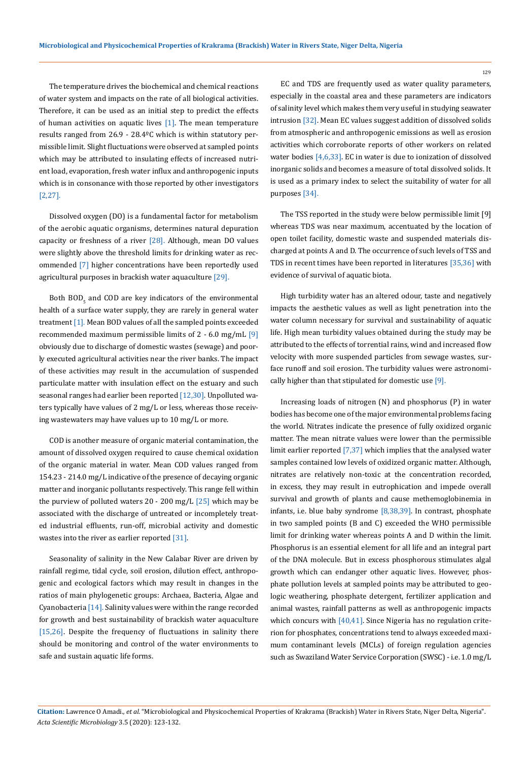The temperature drives the biochemical and chemical reactions of water system and impacts on the rate of all biological activities. Therefore, it can be used as an initial step to predict the effects of human activities on aquatic lives [1]. The mean temperature results ranged from 26.9 - 28.4ºC which is within statutory permissible limit. Slight fluctuations were observed at sampled points which may be attributed to insulating effects of increased nutrient load, evaporation, fresh water influx and anthropogenic inputs which is in consonance with those reported by other investigators [2,27].

Dissolved oxygen (DO) is a fundamental factor for metabolism of the aerobic aquatic organisms, determines natural depuration capacity or freshness of a river [28]. Although, mean DO values were slightly above the threshold limits for drinking water as recommended [7] higher concentrations have been reportedly used agricultural purposes in brackish water aquaculture [29].

Both $BOD_5$ and COD are key indicators of the environmental health of a surface water supply, they are rarely in general water treatment [1]. Mean BOD values of all the sampled points exceeded recommended maximum permissible limits of 2 - 6.0 mg/mL [9] obviously due to discharge of domestic wastes (sewage) and poorly executed agricultural activities near the river banks. The impact of these activities may result in the accumulation of suspended particulate matter with insulation effect on the estuary and such seasonal ranges had earlier been reported [12,30]. Unpolluted waters typically have values of 2 mg/L or less, whereas those receiving wastewaters may have values up to 10 mg/L or more.

COD is another measure of organic material contamination, the amount of dissolved oxygen required to cause chemical oxidation of the organic material in water. Mean COD values ranged from 154.23 - 214.0 mg/L indicative of the presence of decaying organic matter and inorganic pollutants respectively. This range fell within the purview of polluted waters 20 - 200 mg/L [25] which may be associated with the discharge of untreated or incompletely treated industrial effluents, run-off, microbial activity and domestic wastes into the river as earlier reported [31].

Seasonality of salinity in the New Calabar River are driven by rainfall regime, tidal cycle, soil erosion, dilution effect, anthropogenic and ecological factors which may result in changes in the ratios of main phylogenetic groups: Archaea, Bacteria, Algae and Cyanobacteria [14]. Salinity values were within the range recorded for growth and best sustainability of brackish water aquaculture [15,26]. Despite the frequency of fluctuations in salinity there should be monitoring and control of the water environments to safe and sustain aquatic life forms.

EC and TDS are frequently used as water quality parameters, especially in the coastal area and these parameters are indicators of salinity level which makes them very useful in studying seawater intrusion [32]. Mean EC values suggest addition of dissolved solids from atmospheric and anthropogenic emissions as well as erosion activities which corroborate reports of other workers on related water bodies [4,6,33]. EC in water is due to ionization of dissolved inorganic solids and becomes a measure of total dissolved solids. It is used as a primary index to select the suitability of water for all purposes [34].

The TSS reported in the study were below permissible limit [9] whereas TDS was near maximum, accentuated by the location of open toilet facility, domestic waste and suspended materials discharged at points A and D. The occurrence of such levels of TSS and TDS in recent times have been reported in literatures [35,36] with evidence of survival of aquatic biota.

High turbidity water has an altered odour, taste and negatively impacts the aesthetic values as well as light penetration into the water column necessary for survival and sustainability of aquatic life. High mean turbidity values obtained during the study may be attributed to the effects of torrential rains, wind and increased flow velocity with more suspended particles from sewage wastes, surface runoff and soil erosion. The turbidity values were astronomically higher than that stipulated for domestic use [9].

Increasing loads of nitrogen (N) and phosphorus (P) in water bodies has become one of the major environmental problems facing the world. Nitrates indicate the presence of fully oxidized organic matter. The mean nitrate values were lower than the permissible limit earlier reported [7,37] which implies that the analysed water samples contained low levels of oxidized organic matter. Although, nitrates are relatively non-toxic at the concentration recorded, in excess, they may result in eutrophication and impede overall survival and growth of plants and cause methemoglobinemia in infants, i.e. blue baby syndrome [8,38,39]. In contrast, phosphate in two sampled points (B and C) exceeded the WHO permissible limit for drinking water whereas points A and D within the limit. Phosphorus is an essential element for all life and an integral part of the DNA molecule. But in excess phosphorous stimulates algal growth which can endanger other aquatic lives. However, phosphate pollution levels at sampled points may be attributed to geologic weathering, phosphate detergent, fertilizer application and animal wastes, rainfall patterns as well as anthropogenic impacts which concurs with [40,41]. Since Nigeria has no regulation criterion for phosphates, concentrations tend to always exceeded maximum contaminant levels (MCLs) of foreign regulation agencies such as Swaziland Water Service Corporation (SWSC) - i.e. 1.0 mg/L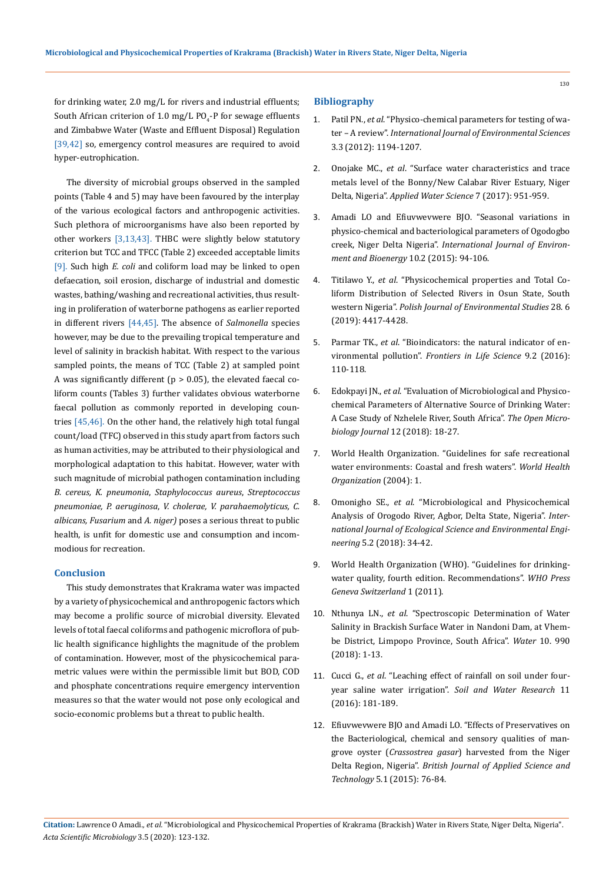for drinking water, 2.0 mg/L for rivers and industrial effluents; South African criterion of 1.0 mg/L $PO_4$-P for sewage effluents and Zimbabwe Water (Waste and Effluent Disposal) Regulation [39,42] so, emergency control measures are required to avoid hyper-eutrophication.

The diversity of microbial groups observed in the sampled points (Table 4 and 5) may have been favoured by the interplay of the various ecological factors and anthropogenic activities. Such plethora of microorganisms have also been reported by other workers [3,13,43]. THBC were slightly below statutory criterion but TCC and TFCC (Table 2) exceeded acceptable limits [9]. Such high *E. coli* and coliform load may be linked to open defaecation, soil erosion, discharge of industrial and domestic wastes, bathing/washing and recreational activities, thus resulting in proliferation of waterborne pathogens as earlier reported in different rivers [44,45]. The absence of *Salmonella* species however, may be due to the prevailing tropical temperature and level of salinity in brackish habitat. With respect to the various sampled points, the means of TCC (Table 2) at sampled point A was significantly different ($p > 0.05$), the elevated faecal coliform counts (Tables 3) further validates obvious waterborne faecal pollution as commonly reported in developing countries [45,46]. On the other hand, the relatively high total fungal count/load (TFC) observed in this study apart from factors such as human activities, may be attributed to their physiological and morphological adaptation to this habitat. However, water with such magnitude of microbial pathogen contamination including *B. cereus, K. pneumonia*, *Staphylococcus aureus*, *Streptococcus pneumoniae, P. aeruginosa*, *V. cholerae, V. parahaemolyticus, C. albicans, Fusarium* and *A. niger)* poses a serious threat to public health, is unfit for domestic use and consumption and incommodious for recreation.

## Conclusion

This study demonstrates that Krakrama water was impacted by a variety of physicochemical and anthropogenic factors which may become a prolific source of microbial diversity. Elevated levels of total faecal coliforms and pathogenic microflora of public health significance highlights the magnitude of the problem of contamination. However, most of the physicochemical parametric values were within the permissible limit but BOD, COD and phosphate concentrations require emergency intervention measures so that the water would not pose only ecological and socio-economic problems but a threat to public health.

## Bibliography

1. Patil PN., *et al*. "Physico-chemical parameters for testing of water – A review". *International Journal of Environmental Sciences* 3.3 (2012): 1194-1207.
2. Onojake MC., *et al*. "Surface water characteristics and trace metals level of the Bonny/New Calabar River Estuary, Niger Delta, Nigeria". *Applied Water Science* 7 (2017): 951-959.
3. Amadi LO and Efiuvwevwere BJO. "Seasonal variations in physico-chemical and bacteriological parameters of Ogodogbo creek, Niger Delta Nigeria". *International Journal of Environment and Bioenergy* 10.2 (2015): 94-106.
4. Titilawo Y., *et al*. "Physicochemical properties and Total Coliform Distribution of Selected Rivers in Osun State, South western Nigeria". *Polish Journal of Environmental Studies* 28. 6 (2019): 4417-4428.
5. Parmar TK., *et al*. "Bioindicators: the natural indicator of environmental pollution". *Frontiers in Life Science* 9.2 (2016): 110-118.
6. Edokpayi JN., *et al*. "Evaluation of Microbiological and Physicochemical Parameters of Alternative Source of Drinking Water: A Case Study of Nzhelele River, South Africa". *The Open Microbiology Journal* 12 (2018): 18-27.
7. World Health Organization. "Guidelines for safe recreational water environments: Coastal and fresh waters". *World Health Organization* (2004): 1.
8. Omonigho SE., *et al*. "Microbiological and Physicochemical Analysis of Orogodo River, Agbor, Delta State, Nigeria". *International Journal of Ecological Science and Environmental Engineering* 5.2 (2018): 34-42.
9. World Health Organization (WHO). "Guidelines for drinking-water quality, fourth edition. Recommendations". *WHO Press Geneva Switzerland* 1 (2011).
10. Nthunya LN., *et al*. "Spectroscopic Determination of Water Salinity in Brackish Surface Water in Nandoni Dam, at Vhembe District, Limpopo Province, South Africa". *Water* 10. 990 (2018): 1-13.
11. Cucci G., *et al.* "Leaching effect of rainfall on soil under four-year saline water irrigation". *Soil and Water Research* 11 (2016): 181-189.
12. Efiuvwevwere BJO and Amadi LO. "Effects of Preservatives on the Bacteriological, chemical and sensory qualities of mangrove oyster (*Crassostrea gasar*) harvested from the Niger Delta Region, Nigeria". *British Journal of Applied Science and Technology* 5.1 (2015): 76-84.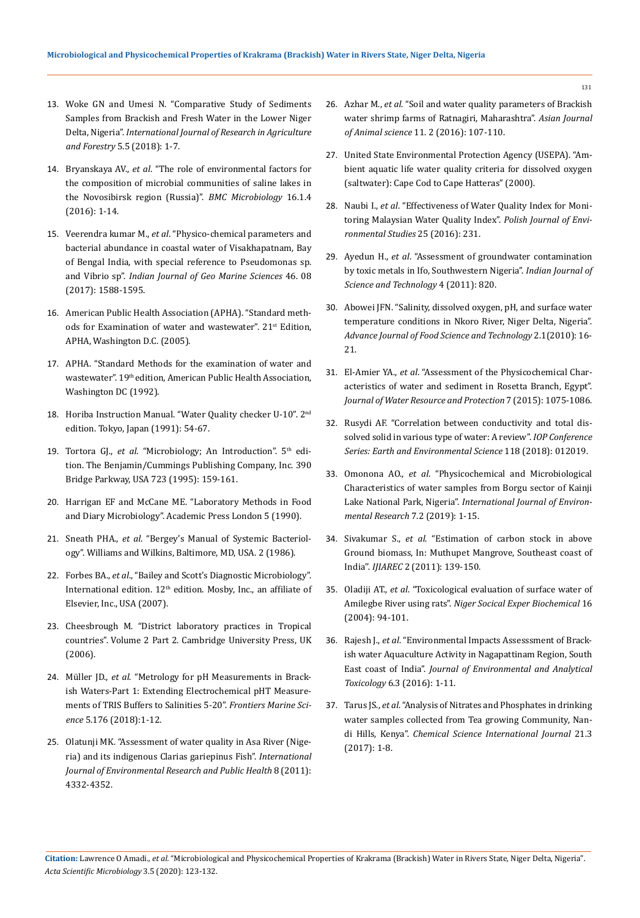13. Woke GN and Umesi N. "Comparative Study of Sediments Samples from Brackish and Fresh Water in the Lower Niger Delta, Nigeria". *International Journal of Research in Agriculture and Forestry* 5.5 (2018): 1-7.

14. Bryanskaya AV., *et al*. "The role of environmental factors for the composition of microbial communities of saline lakes in the Novosibirsk region (Russia)". *BMC Microbiology* 16.1.4 (2016): 1-14.

15. Veerendra kumar M., *et al*. "Physico-chemical parameters and bacterial abundance in coastal water of Visakhapatnam, Bay of Bengal India, with special reference to Pseudomonas sp. and Vibrio sp". *Indian Journal of Geo Marine Sciences* 46. 08 (2017): 1588-1595.

16. American Public Health Association (APHA). "Standard methods for Examination of water and wastewater". 21st Edition, APHA, Washington D.C. (2005).

17. APHA. "Standard Methods for the examination of water and wastewater". 19th edition, American Public Health Association, Washington DC (1992).

18. Horiba Instruction Manual. "Water Quality checker U-10". 2nd edition. Tokyo, Japan (1991): 54-67.

19. Tortora GJ., *et al*. "Microbiology; An Introduction". 5th edition. The Benjamin/Cummings Publishing Company, Inc. 390 Bridge Parkway, USA 723 (1995): 159-161.

20. Harrigan EF and McCane ME. "Laboratory Methods in Food and Diary Microbiology". Academic Press London 5 (1990).

21. Sneath PHA., *et al*. "Bergey's Manual of Systemic Bacteriology". Williams and Wilkins, Baltimore, MD, USA. 2 (1986).

22. Forbes BA., *et al*., "Bailey and Scott's Diagnostic Microbiology". International edition. 12th edition. Mosby, Inc., an affiliate of Elsevier, Inc., USA (2007).

23. Cheesbrough M. "District laboratory practices in Tropical countries". Volume 2 Part 2. Cambridge University Press, UK (2006).

24. Müller JD., *et al*. "Metrology for pH Measurements in Brackish Waters-Part 1: Extending Electrochemical pHT Measurements of TRIS Buffers to Salinities 5-20". *Frontiers Marine Science* 5.176 (2018):1-12.

25. Olatunji MK. "Assessment of water quality in Asa River (Nigeria) and its indigenous Clarias gariepinus Fish". *International Journal of Environmental Research and Public Health* 8 (2011): 4332-4352.

26. Azhar M., *et al*. "Soil and water quality parameters of Brackish water shrimp farms of Ratnagiri, Maharashtra". *Asian Journal of Animal science* 11. 2 (2016): 107-110.

27. United State Environmental Protection Agency (USEPA). "Ambient aquatic life water quality criteria for dissolved oxygen (saltwater): Cape Cod to Cape Hatteras" (2000).

28. Naubi I., *et al*. "Effectiveness of Water Quality Index for Monitoring Malaysian Water Quality Index". *Polish Journal of Environmental Studies* 25 (2016): 231.

29. Ayedun H., *et al*. "Assessment of groundwater contamination by toxic metals in Ifo, Southwestern Nigeria". *Indian Journal of Science and Technology* 4 (2011): 820.

30. Abowei JFN. "Salinity, dissolved oxygen, pH, and surface water temperature conditions in Nkoro River, Niger Delta, Nigeria". *Advance Journal of Food Science and Technology* 2.1(2010): 16-21.

31. El-Amier YA., *et al*. "Assessment of the Physicochemical Characteristics of water and sediment in Rosetta Branch, Egypt". *Journal of Water Resource and Protection* 7 (2015): 1075-1086.

32. Rusydi AF. "Correlation between conductivity and total dissolved solid in various type of water: A review". *IOP Conference Series: Earth and Environmental Science* 118 (2018): 012019.

33. Omonona AO., *et al*. "Physicochemical and Microbiological Characteristics of water samples from Borgu sector of Kainji Lake National Park, Nigeria". *International Journal of Environmental Research* 7.2 (2019): 1-15.

34. Sivakumar S., *et al*. "Estimation of carbon stock in above Ground biomass, In: Muthupet Mangrove, Southeast coast of India". *IJIAREC* 2 (2011): 139-150.

35. Oladiji AT., *et al*. "Toxicological evaluation of surface water of Amilegbe River using rats". *Niger Socical Exper Biochemical* 16 (2004): 94-101.

36. Rajesh J., *et al*. "Environmental Impacts Assesssment of Brackish water Aquaculture Activity in Nagapattinam Region, South East coast of India". *Journal of Environmental and Analytical Toxicology* 6.3 (2016): 1-11.

37. Tarus JS., *et al*. "Analysis of Nitrates and Phosphates in drinking water samples collected from Tea growing Community, Nandi Hills, Kenya". *Chemical Science International Journal* 21.3 (2017): 1-8.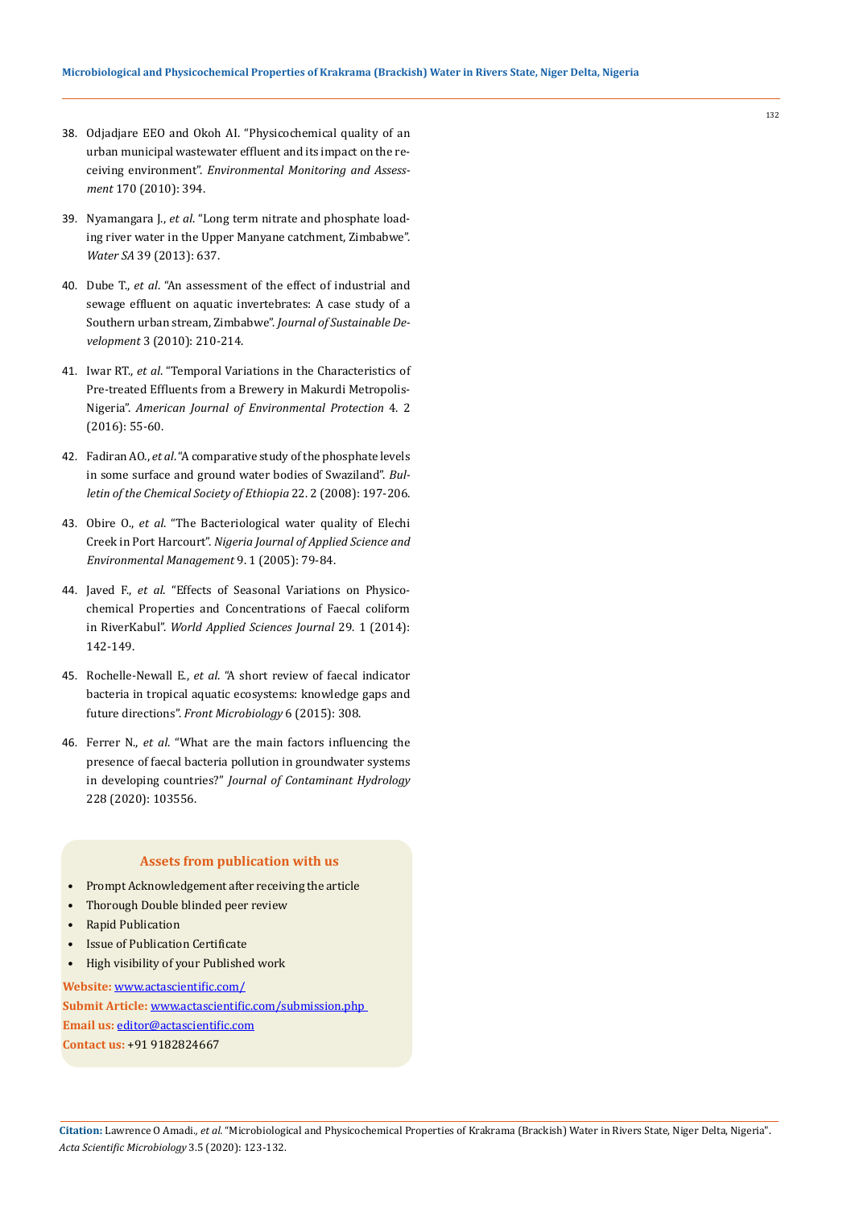38. Odjadjare EEO and Okoh AI. "Physicochemical quality of an urban municipal wastewater effluent and its impact on the receiving environment". *Environmental Monitoring and Assessment* 170 (2010): 394.

39. Nyamangara J., *et al*. "Long term nitrate and phosphate loading river water in the Upper Manyane catchment, Zimbabwe". *Water SA* 39 (2013): 637.

40. Dube T., *et al*. "An assessment of the effect of industrial and sewage effluent on aquatic invertebrates: A case study of a Southern urban stream, Zimbabwe". *Journal of Sustainable Development* 3 (2010): 210-214.

41. Iwar RT., *et al*. "Temporal Variations in the Characteristics of Pre-treated Effluents from a Brewery in Makurdi Metropolis-Nigeria". *American Journal of Environmental Protection* 4. 2 (2016): 55-60.

42. Fadiran AO., *et al*. "A comparative study of the phosphate levels in some surface and ground water bodies of Swaziland". *Bulletin of the Chemical Society of Ethiopia* 22. 2 (2008): 197-206.

43. Obire O., *et al*. "The Bacteriological water quality of Elechi Creek in Port Harcourt". *Nigeria Journal of Applied Science and Environmental Management* 9. 1 (2005): 79-84.

44. Javed F., *et al.* "Effects of Seasonal Variations on Physicochemical Properties and Concentrations of Faecal coliform in RiverKabul". *World Applied Sciences Journal* 29. 1 (2014): 142-149.

45. Rochelle-Newall E., *et al.* "A short review of faecal indicator bacteria in tropical aquatic ecosystems: knowledge gaps and future directions". *Front Microbiology* 6 (2015): 308.

46. Ferrer N., *et al*. "What are the main factors influencing the presence of faecal bacteria pollution in groundwater systems in developing countries?" *Journal of Contaminant Hydrology* 228 (2020): 103556.

**Assets from publication with us**

- Prompt Acknowledgement after receiving the article
- Thorough Double blinded peer review
- Rapid Publication
- Issue of Publication Certificate
- High visibility of your Published work

**Website:** www.actascientific.com/
**Submit Article:** www.actascientific.com/submission.php
**Email us:** editor@actascientific.com
**Contact us:** +91 9182824667